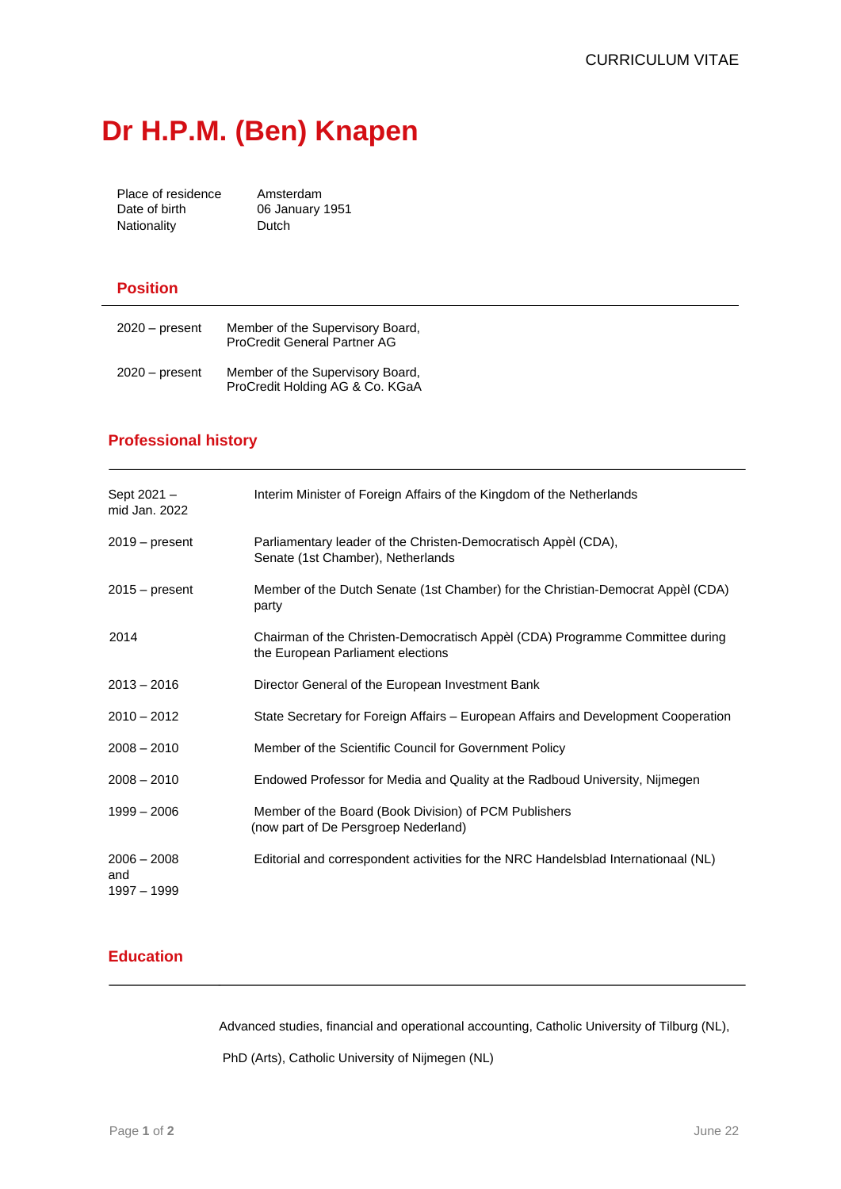CURRICULUM VITAE

# Dr H.P.M. (Ben) Knapen

| | |
|---|---|
| Place of residence | Amsterdam |
| Date of birth | 06 January 1951 |
| Nationality | Dutch |

## Position

| | |
|---|---|
| 2020 – present | Member of the Supervisory Board, ProCredit General Partner AG |
| 2020 – present | Member of the Supervisory Board, ProCredit Holding AG & Co. KGaA |

## Professional history

| | |
|---|---|
| Sept 2021 – mid Jan. 2022 | Interim Minister of Foreign Affairs of the Kingdom of the Netherlands |
| 2019 – present | Parliamentary leader of the Christen-Democratisch Appèl (CDA), Senate (1st Chamber), Netherlands |
| 2015 – present | Member of the Dutch Senate (1st Chamber) for the Christian-Democrat Appèl (CDA) party |
| 2014 | Chairman of the Christen-Democratisch Appèl (CDA) Programme Committee during the European Parliament elections |
| 2013 – 2016 | Director General of the European Investment Bank |
| 2010 – 2012 | State Secretary for Foreign Affairs – European Affairs and Development Cooperation |
| 2008 – 2010 | Member of the Scientific Council for Government Policy |
| 2008 – 2010 | Endowed Professor for Media and Quality at the Radboud University, Nijmegen |
| 1999 – 2006 | Member of the Board (Book Division) of PCM Publishers (now part of De Persgroep Nederland) |
| 2006 – 2008 and 1997 – 1999 | Editorial and correspondent activities for the NRC Handelsblad Internationaal (NL) |

## Education

Advanced studies, financial and operational accounting, Catholic University of Tilburg (NL),

PhD (Arts), Catholic University of Nijmegen (NL)

June 22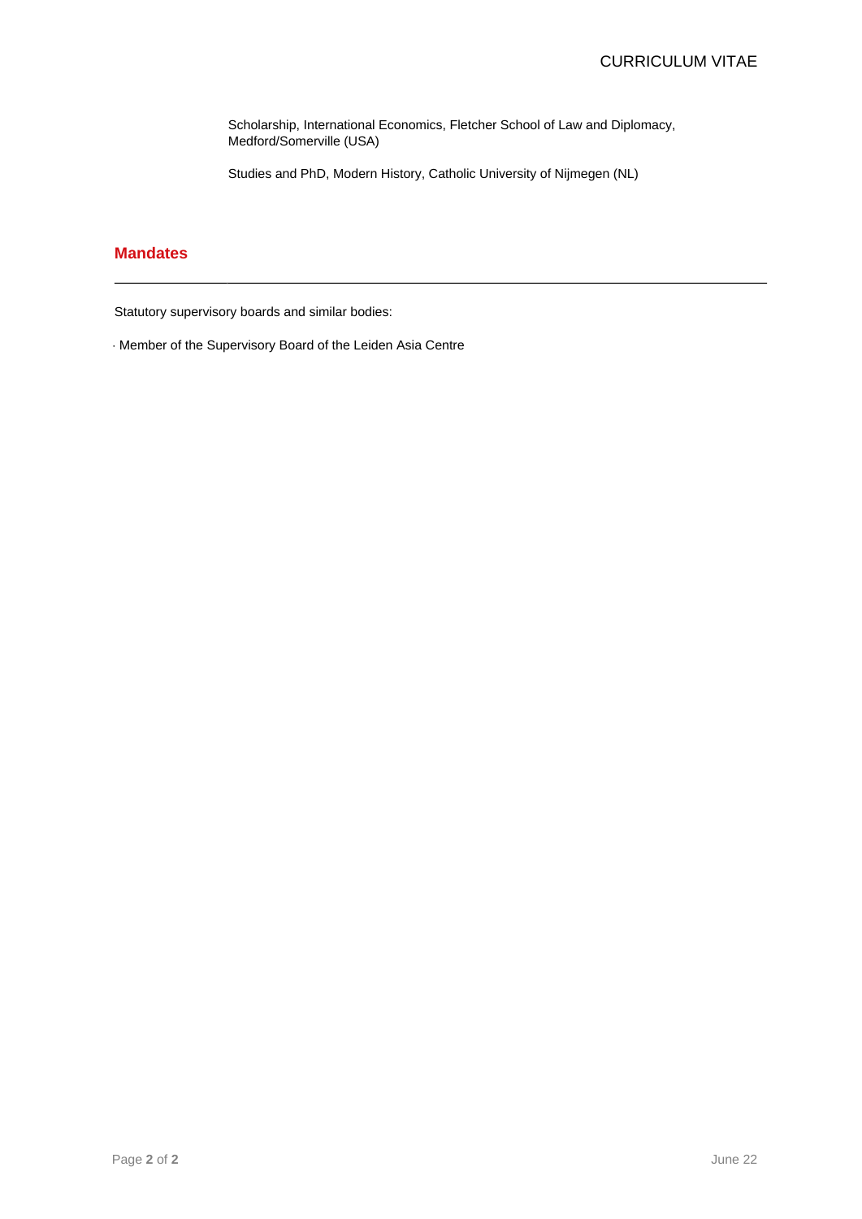Scholarship, International Economics, Fletcher School of Law and Diplomacy, Medford/Somerville (USA)

Studies and PhD, Modern History, Catholic University of Nijmegen (NL)

## Mandates

Statutory supervisory boards and similar bodies:

· Member of the Supervisory Board of the Leiden Asia Centre